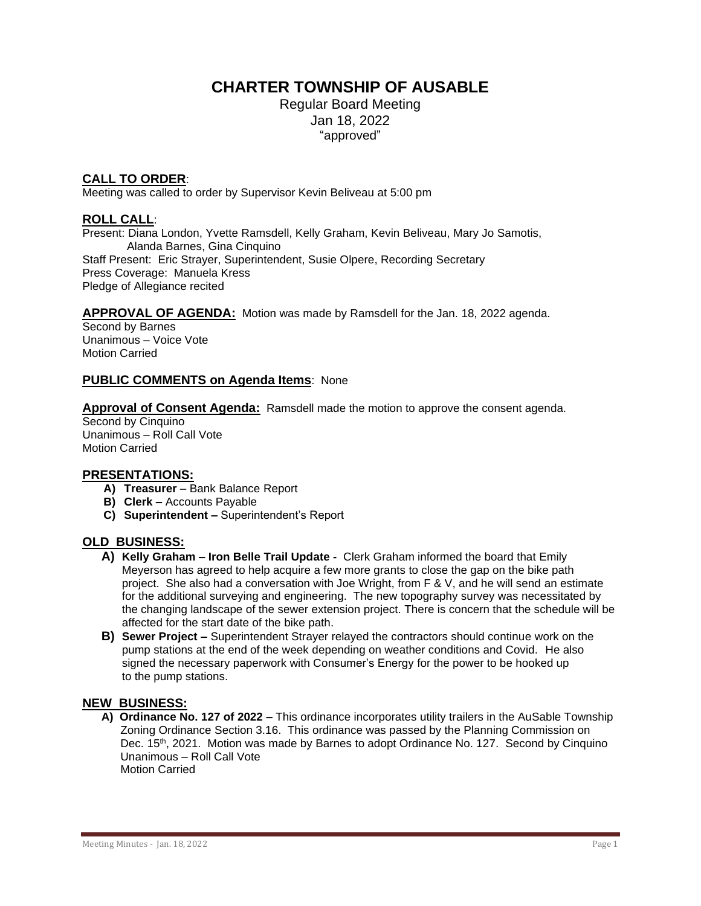# CHARTER TOWNSHIP OF AUSABLE

Regular Board Meeting
Jan 18, 2022
"approved"

## CALL TO ORDER:

Meeting was called to order by Supervisor Kevin Beliveau at 5:00 pm

## ROLL CALL:

Present: Diana London, Yvette Ramsdell, Kelly Graham, Kevin Beliveau, Mary Jo Samotis, Alanda Barnes, Gina Cinquino
Staff Present: Eric Strayer, Superintendent, Susie Olpere, Recording Secretary
Press Coverage: Manuela Kress
Pledge of Allegiance recited

**APPROVAL OF AGENDA:** Motion was made by Ramsdell for the Jan. 18, 2022 agenda.
Second by Barnes
Unanimous – Voice Vote
Motion Carried

**PUBLIC COMMENTS on Agenda Items**: None

**Approval of Consent Agenda:** Ramsdell made the motion to approve the consent agenda.
Second by Cinquino
Unanimous – Roll Call Vote
Motion Carried

## PRESENTATIONS:

A) **Treasurer** – Bank Balance Report
B) **Clerk –** Accounts Payable
C) **Superintendent –** Superintendent's Report

## OLD BUSINESS:

A) **Kelly Graham – Iron Belle Trail Update -** Clerk Graham informed the board that Emily Meyerson has agreed to help acquire a few more grants to close the gap on the bike path project. She also had a conversation with Joe Wright, from F & V, and he will send an estimate for the additional surveying and engineering. The new topography survey was necessitated by the changing landscape of the sewer extension project. There is concern that the schedule will be affected for the start date of the bike path.

B) **Sewer Project –** Superintendent Strayer relayed the contractors should continue work on the pump stations at the end of the week depending on weather conditions and Covid. He also signed the necessary paperwork with Consumer's Energy for the power to be hooked up to the pump stations.

## NEW BUSINESS:

A) **Ordinance No. 127 of 2022 –** This ordinance incorporates utility trailers in the AuSable Township Zoning Ordinance Section 3.16. This ordinance was passed by the Planning Commission on Dec. 15th, 2021. Motion was made by Barnes to adopt Ordinance No. 127. Second by Cinquino
Unanimous – Roll Call Vote
Motion Carried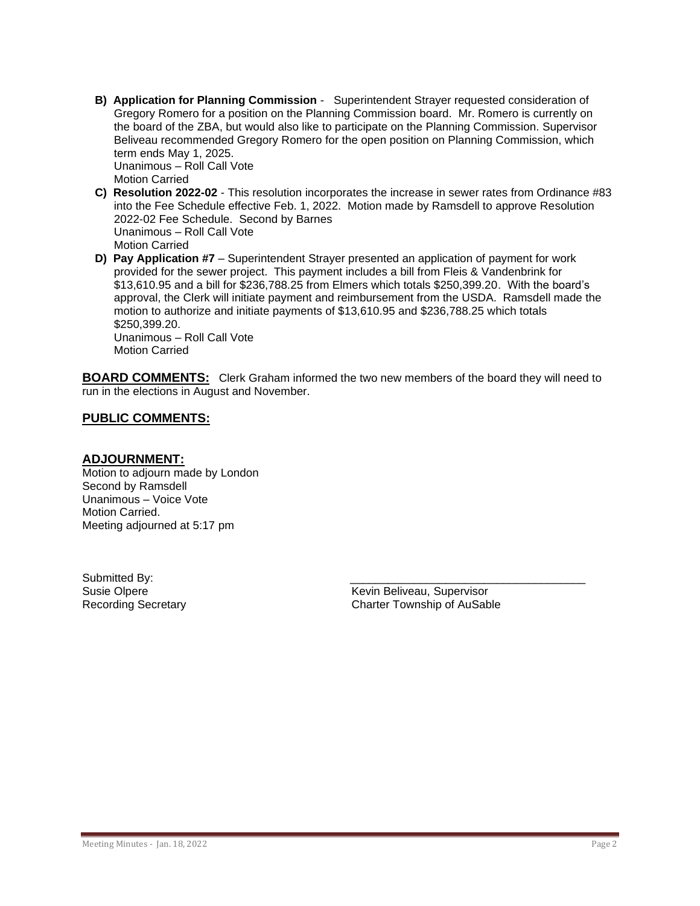**B) Application for Planning Commission** - Superintendent Strayer requested consideration of Gregory Romero for a position on the Planning Commission board. Mr. Romero is currently on the board of the ZBA, but would also like to participate on the Planning Commission. Supervisor Beliveau recommended Gregory Romero for the open position on Planning Commission, which term ends May 1, 2025.
Unanimous – Roll Call Vote
Motion Carried

**C) Resolution 2022-02** - This resolution incorporates the increase in sewer rates from Ordinance #83 into the Fee Schedule effective Feb. 1, 2022. Motion made by Ramsdell to approve Resolution 2022-02 Fee Schedule. Second by Barnes
Unanimous – Roll Call Vote
Motion Carried

**D) Pay Application #7** – Superintendent Strayer presented an application of payment for work provided for the sewer project. This payment includes a bill from Fleis & Vandenbrink for $13,610.95 and a bill for $236,788.25 from Elmers which totals $250,399.20. With the board's approval, the Clerk will initiate payment and reimbursement from the USDA. Ramsdell made the motion to authorize and initiate payments of $13,610.95 and $236,788.25 which totals $250,399.20.
Unanimous – Roll Call Vote
Motion Carried

**BOARD COMMENTS:** Clerk Graham informed the two new members of the board they will need to run in the elections in August and November.

**PUBLIC COMMENTS:**

**ADJOURNMENT:**
Motion to adjourn made by London
Second by Ramsdell
Unanimous – Voice Vote
Motion Carried.
Meeting adjourned at 5:17 pm

Submitted By:
Susie Olpere
Recording Secretary

_____________________________________
Kevin Beliveau, Supervisor
Charter Township of AuSable